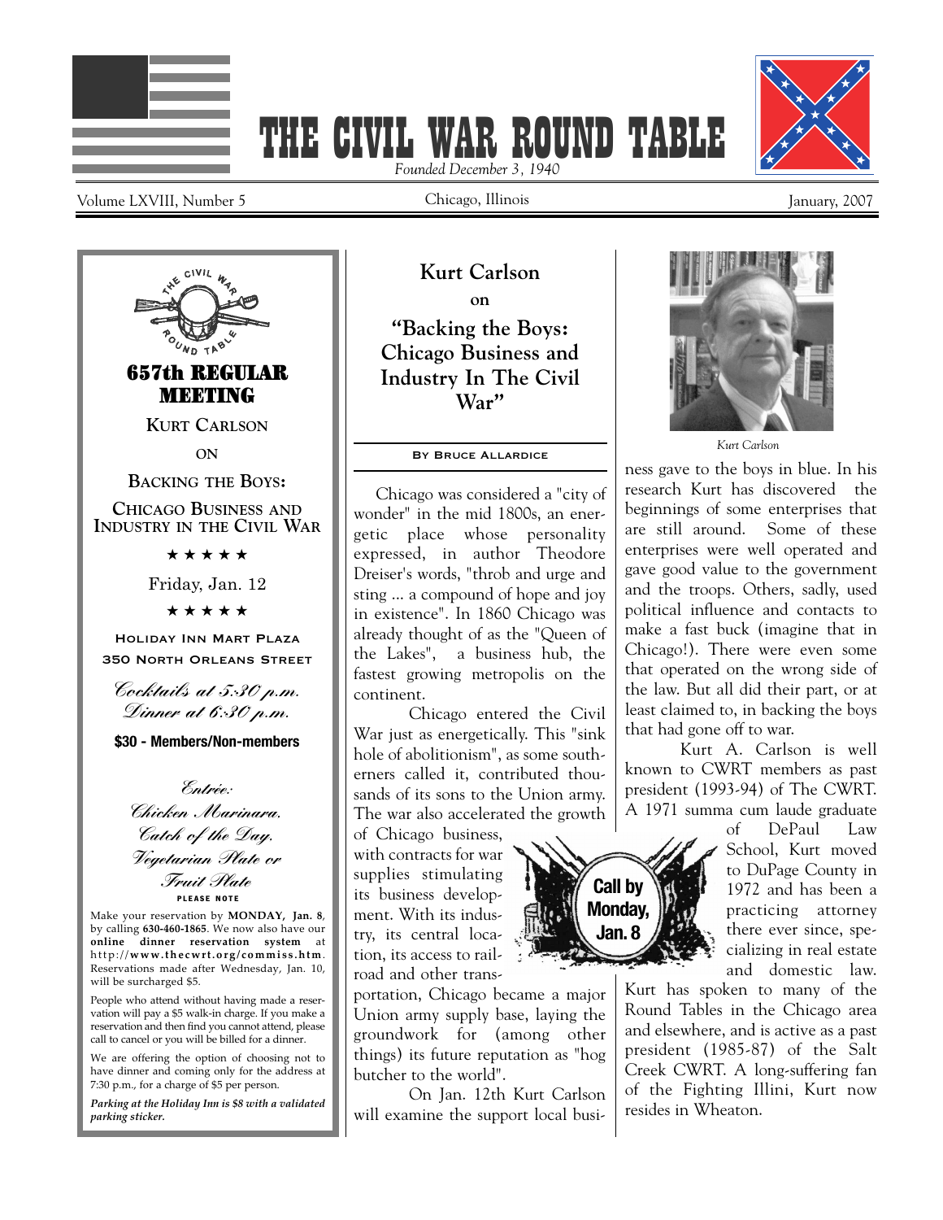# THE CIVIL WAR ROUND TABLE

*Founded December 3, 1940*

Volume LXVIII, Number 5 — Chicago, Illinois — January, 2007

## 657th REGULAR MEETING

**KURT CARLSON**

**ON**

**BACKING THE BOYS: CHICAGO BUSINESS AND INDUSTRY IN THE CIVIL WAR**

★ ★ ★ ★ ★

Friday, Jan. 12

★ ★ ★ ★ ★

**HOLIDAY INN MART PLAZA**
**350 NORTH ORLEANS STREET**

*Cocktails at 5:30 p.m.*
*Dinner at 6:30 p.m.*

**$30 - Members/Non-members**

*Entrée:*
*Chicken Marinara,*
*Catch of the Day,*
*Vegetarian Plate or*
*Fruit Plate*

**PLEASE NOTE**

Make your reservation by **MONDAY, Jan. 8**, by calling **630-460-1865**. We now also have our **online dinner reservation system** at http://**www.thecwrt.org/commiss.htm**. Reservations made after Wednesday, Jan. 10, will be surcharged $5.

People who attend without having made a reservation will pay a $5 walk-in charge. If you make a reservation and then find you cannot attend, please call to cancel or you will be billed for a dinner.

We are offering the option of choosing not to have dinner and coming only for the address at 7:30 p.m., for a charge of $5 per person.

***Parking at the Holiday Inn is $8 with a validated parking sticker.***

---

## Kurt Carlson
### on
## "Backing the Boys: Chicago Business and Industry In The Civil War"

**BY BRUCE ALLARDICE**

Chicago was considered a "city of wonder" in the mid 1800s, an energetic place whose personality expressed, in author Theodore Dreiser's words, "throb and urge and sting ... a compound of hope and joy in existence". In 1860 Chicago was already thought of as the "Queen of the Lakes", a business hub, the fastest growing metropolis on the continent.

Chicago entered the Civil War just as energetically. This "sink hole of abolitionism", as some southerners called it, contributed thousands of its sons to the Union army. The war also accelerated the growth of Chicago business, with contracts for war supplies stimulating its business development. With its industry, its central location, its access to railroad and other transportation, Chicago became a major Union army supply base, laying the groundwork for (among other things) its future reputation as "hog butcher to the world".

On Jan. 12th Kurt Carlson will examine the support local business gave to the boys in blue. In his research Kurt has discovered the beginnings of some enterprises that are still around. Some of these enterprises were well operated and gave good value to the government and the troops. Others, sadly, used political influence and contacts to make a fast buck (imagine that in Chicago!). There were even some that operated on the wrong side of the law. But all did their part, or at least claimed to, in backing the boys that had gone off to war.

**Call by Monday, Jan. 8**

*Kurt Carlson*

Kurt A. Carlson is well known to CWRT members as past president (1993-94) of The CWRT. A 1971 summa cum laude graduate of DePaul Law School, Kurt moved to DuPage County in 1972 and has been a practicing attorney there ever since, specializing in real estate and domestic law. Kurt has spoken to many of the Round Tables in the Chicago area and elsewhere, and is active as a past president (1985-87) of the Salt Creek CWRT. A long-suffering fan of the Fighting Illini, Kurt now resides in Wheaton.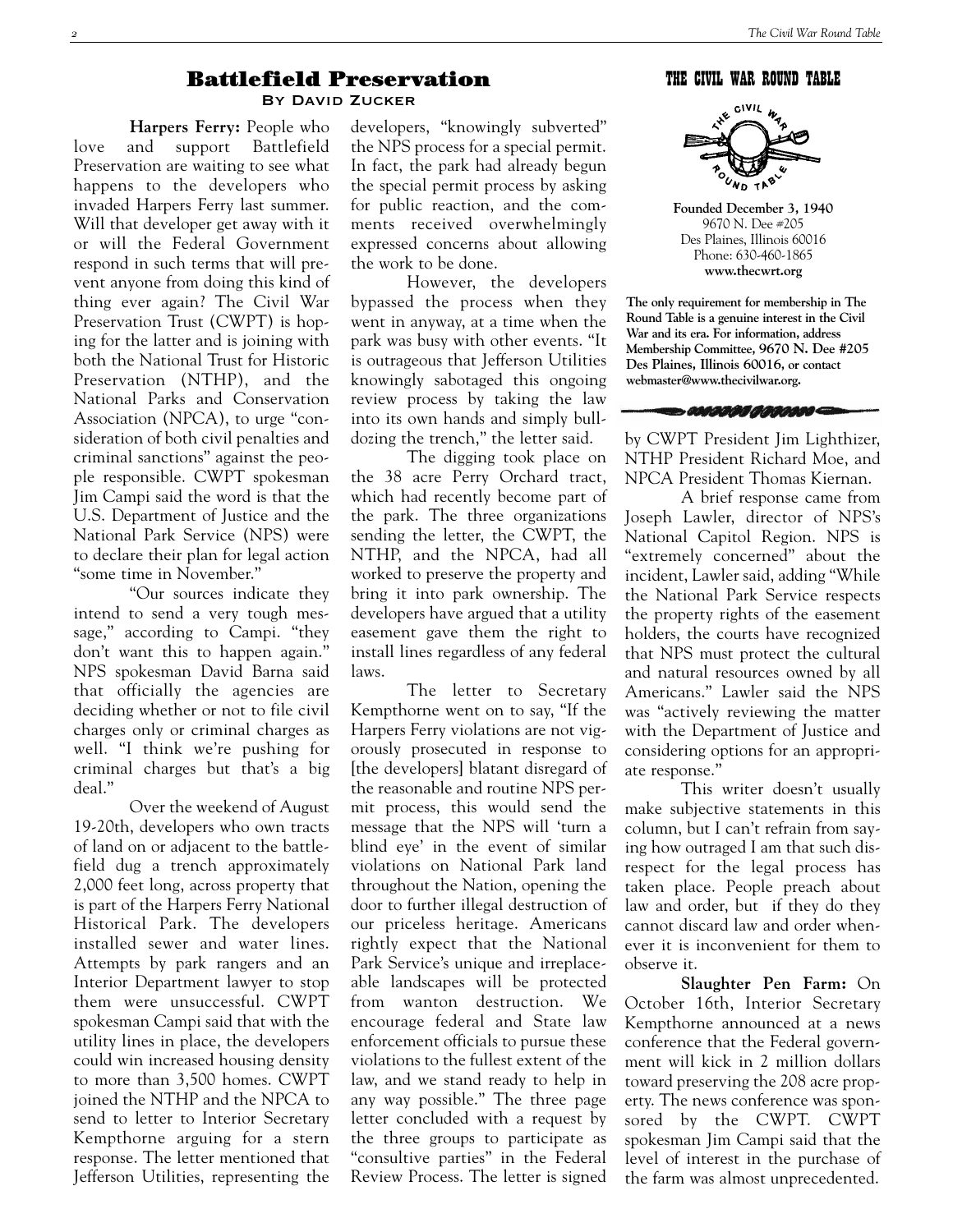## Battlefield Preservation

**By David Zucker**

**Harpers Ferry:** People who love and support Battlefield Preservation are waiting to see what happens to the developers who invaded Harpers Ferry last summer. Will that developer get away with it or will the Federal Government respond in such terms that will prevent anyone from doing this kind of thing ever again? The Civil War Preservation Trust (CWPT) is hoping for the latter and is joining with both the National Trust for Historic Preservation (NTHP), and the National Parks and Conservation Association (NPCA), to urge "consideration of both civil penalties and criminal sanctions" against the people responsible. CWPT spokesman Jim Campi said the word is that the U.S. Department of Justice and the National Park Service (NPS) were to declare their plan for legal action "some time in November."

"Our sources indicate they intend to send a very tough message," according to Campi. "they don't want this to happen again." NPS spokesman David Barna said that officially the agencies are deciding whether or not to file civil charges only or criminal charges as well. "I think we're pushing for criminal charges but that's a big deal."

Over the weekend of August 19-20th, developers who own tracts of land on or adjacent to the battlefield dug a trench approximately 2,000 feet long, across property that is part of the Harpers Ferry National Historical Park. The developers installed sewer and water lines. Attempts by park rangers and an Interior Department lawyer to stop them were unsuccessful. CWPT spokesman Campi said that with the utility lines in place, the developers could win increased housing density to more than 3,500 homes. CWPT joined the NTHP and the NPCA to send to letter to Interior Secretary Kempthorne arguing for a stern response. The letter mentioned that Jefferson Utilities, representing the developers, "knowingly subverted" the NPS process for a special permit. In fact, the park had already begun the special permit process by asking for public reaction, and the comments received overwhelmingly expressed concerns about allowing the work to be done.

However, the developers bypassed the process when they went in anyway, at a time when the park was busy with other events. "It is outrageous that Jefferson Utilities knowingly sabotaged this ongoing review process by taking the law into its own hands and simply bulldozing the trench," the letter said.

The digging took place on the 38 acre Perry Orchard tract, which had recently become part of the park. The three organizations sending the letter, the CWPT, the NTHP, and the NPCA, had all worked to preserve the property and bring it into park ownership. The developers have argued that a utility easement gave them the right to install lines regardless of any federal laws.

The letter to Secretary Kempthorne went on to say, "If the Harpers Ferry violations are not vigorously prosecuted in response to [the developers] blatant disregard of the reasonable and routine NPS permit process, this would send the message that the NPS will 'turn a blind eye' in the event of similar violations on National Park land throughout the Nation, opening the door to further illegal destruction of our priceless heritage. Americans rightly expect that the National Park Service's unique and irreplaceable landscapes will be protected from wanton destruction. We encourage federal and State law enforcement officials to pursue these violations to the fullest extent of the law, and we stand ready to help in any way possible." The three page letter concluded with a request by the three groups to participate as "consultive parties" in the Federal Review Process. The letter is signed by CWPT President Jim Lighthizer, NTHP President Richard Moe, and NPCA President Thomas Kiernan.

A brief response came from Joseph Lawler, director of NPS's National Capitol Region. NPS is "extremely concerned" about the incident, Lawler said, adding "While the National Park Service respects the property rights of the easement holders, the courts have recognized that NPS must protect the cultural and natural resources owned by all Americans." Lawler said the NPS was "actively reviewing the matter with the Department of Justice and considering options for an appropriate response."

This writer doesn't usually make subjective statements in this column, but I can't refrain from saying how outraged I am that such disrespect for the legal process has taken place. People preach about law and order, but if they do they cannot discard law and order whenever it is inconvenient for them to observe it.

**Slaughter Pen Farm:** On October 16th, Interior Secretary Kempthorne announced at a news conference that the Federal government will kick in 2 million dollars toward preserving the 208 acre property. The news conference was sponsored by the CWPT. CWPT spokesman Jim Campi said that the level of interest in the purchase of the farm was almost unprecedented.

**THE CIVIL WAR ROUND TABLE**

**Founded December 3, 1940**
9670 N. Dee #205
Des Plaines, Illinois 60016
Phone: 630-460-1865
**www.thecwrt.org**

**The only requirement for membership in The Round Table is a genuine interest in the Civil War and its era. For information, address Membership Committee, 9670 N. Dee #205 Des Plaines, Illinois 60016, or contact webmaster@www.thecivilwar.org.**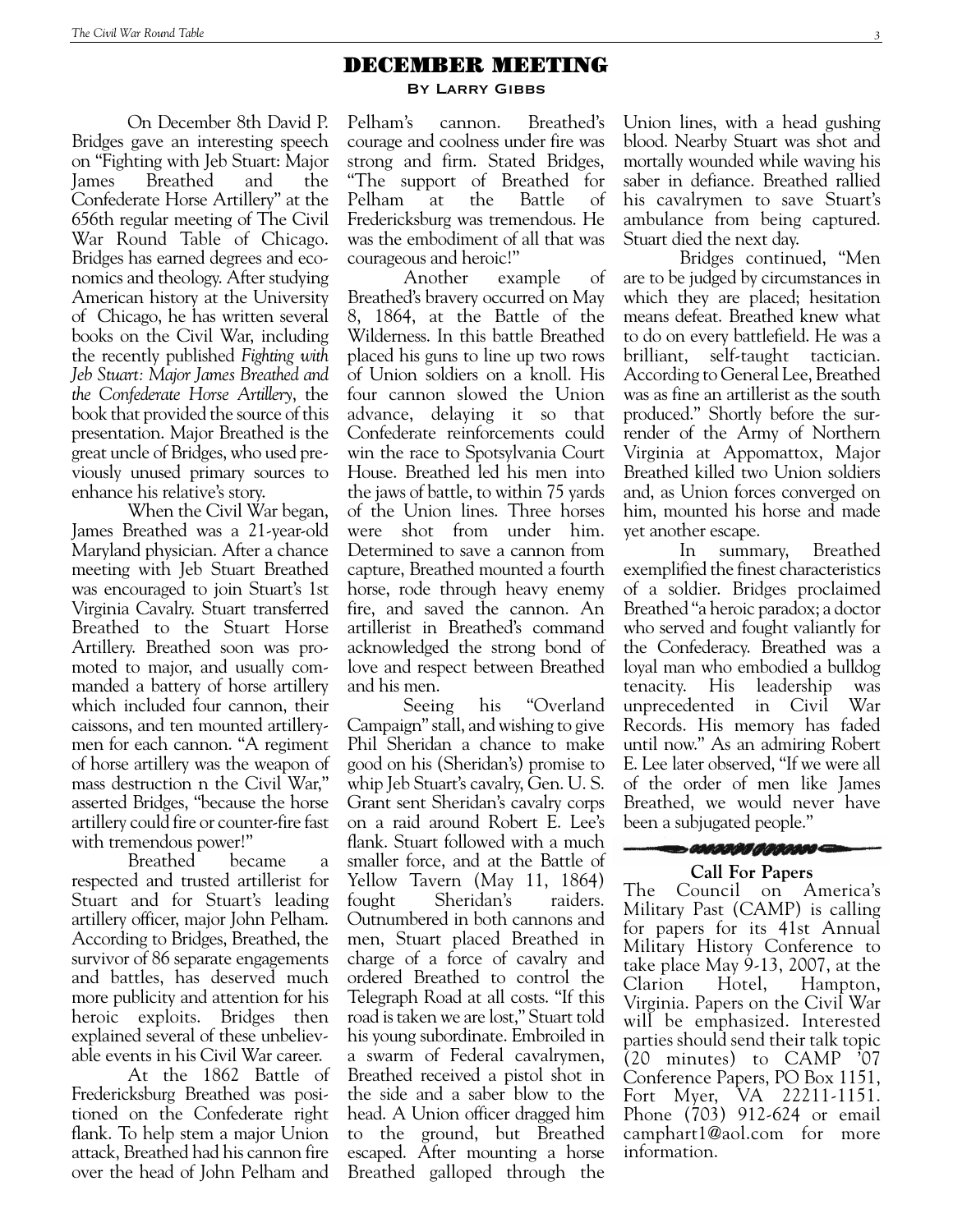# DECEMBER MEETING

**By Larry Gibbs**

On December 8th David P. Bridges gave an interesting speech on "Fighting with Jeb Stuart: Major James Breathed and the Confederate Horse Artillery" at the 656th regular meeting of The Civil War Round Table of Chicago. Bridges has earned degrees and economics and theology. After studying American history at the University of Chicago, he has written several books on the Civil War, including the recently published *Fighting with Jeb Stuart: Major James Breathed and the Confederate Horse Artillery*, the book that provided the source of this presentation. Major Breathed is the great uncle of Bridges, who used previously unused primary sources to enhance his relative's story.

When the Civil War began, James Breathed was a 21-year-old Maryland physician. After a chance meeting with Jeb Stuart Breathed was encouraged to join Stuart's 1st Virginia Cavalry. Stuart transferred Breathed to the Stuart Horse Artillery. Breathed soon was promoted to major, and usually commanded a battery of horse artillery which included four cannon, their caissons, and ten mounted artillerymen for each cannon. "A regiment of horse artillery was the weapon of mass destruction n the Civil War," asserted Bridges, "because the horse artillery could fire or counter-fire fast with tremendous power!"

Breathed became a respected and trusted artillerist for Stuart and for Stuart's leading artillery officer, major John Pelham. According to Bridges, Breathed, the survivor of 86 separate engagements and battles, has deserved much more publicity and attention for his heroic exploits. Bridges then explained several of these unbelievable events in his Civil War career.

At the 1862 Battle of Fredericksburg Breathed was positioned on the Confederate right flank. To help stem a major Union attack, Breathed had his cannon fire over the head of John Pelham and Pelham's cannon. Breathed's courage and coolness under fire was strong and firm. Stated Bridges, "The support of Breathed for Pelham at the Battle of Fredericksburg was tremendous. He was the embodiment of all that was courageous and heroic!"

Another example of Breathed's bravery occurred on May 8, 1864, at the Battle of the Wilderness. In this battle Breathed placed his guns to line up two rows of Union soldiers on a knoll. His four cannon slowed the Union advance, delaying it so that Confederate reinforcements could win the race to Spotsylvania Court House. Breathed led his men into the jaws of battle, to within 75 yards of the Union lines. Three horses were shot from under him. Determined to save a cannon from capture, Breathed mounted a fourth horse, rode through heavy enemy fire, and saved the cannon. An artillerist in Breathed's command acknowledged the strong bond of love and respect between Breathed and his men.

Seeing his "Overland Campaign" stall, and wishing to give Phil Sheridan a chance to make good on his (Sheridan's) promise to whip Jeb Stuart's cavalry, Gen. U. S. Grant sent Sheridan's cavalry corps on a raid around Robert E. Lee's flank. Stuart followed with a much smaller force, and at the Battle of Yellow Tavern (May 11, 1864) fought Sheridan's raiders. Outnumbered in both cannons and men, Stuart placed Breathed in charge of a force of cavalry and ordered Breathed to control the Telegraph Road at all costs. "If this road is taken we are lost," Stuart told his young subordinate. Embroiled in a swarm of Federal cavalrymen, Breathed received a pistol shot in the side and a saber blow to the head. A Union officer dragged him to the ground, but Breathed escaped. After mounting a horse Breathed galloped through the Union lines, with a head gushing blood. Nearby Stuart was shot and mortally wounded while waving his saber in defiance. Breathed rallied his cavalrymen to save Stuart's ambulance from being captured. Stuart died the next day.

Bridges continued, "Men are to be judged by circumstances in which they are placed; hesitation means defeat. Breathed knew what to do on every battlefield. He was a brilliant, self-taught tactician. According to General Lee, Breathed was as fine an artillerist as the south produced." Shortly before the surrender of the Army of Northern Virginia at Appomattox, Major Breathed killed two Union soldiers and, as Union forces converged on him, mounted his horse and made yet another escape.

In summary, Breathed exemplified the finest characteristics of a soldier. Bridges proclaimed Breathed "a heroic paradox; a doctor who served and fought valiantly for the Confederacy. Breathed was a loyal man who embodied a bulldog tenacity. His leadership was unprecedented in Civil War Records. His memory has faded until now." As an admiring Robert E. Lee later observed, "If we were all of the order of men like James Breathed, we would never have been a subjugated people."

## Call For Papers

The Council on America's Military Past (CAMP) is calling for papers for its 41st Annual Military History Conference to take place May 9-13, 2007, at the Clarion Hotel, Hampton, Virginia. Papers on the Civil War will be emphasized. Interested parties should send their talk topic (20 minutes) to CAMP '07 Conference Papers, PO Box 1151, Fort Myer, VA 22211-1151. Phone (703) 912-624 or email camphart1@aol.com for more information.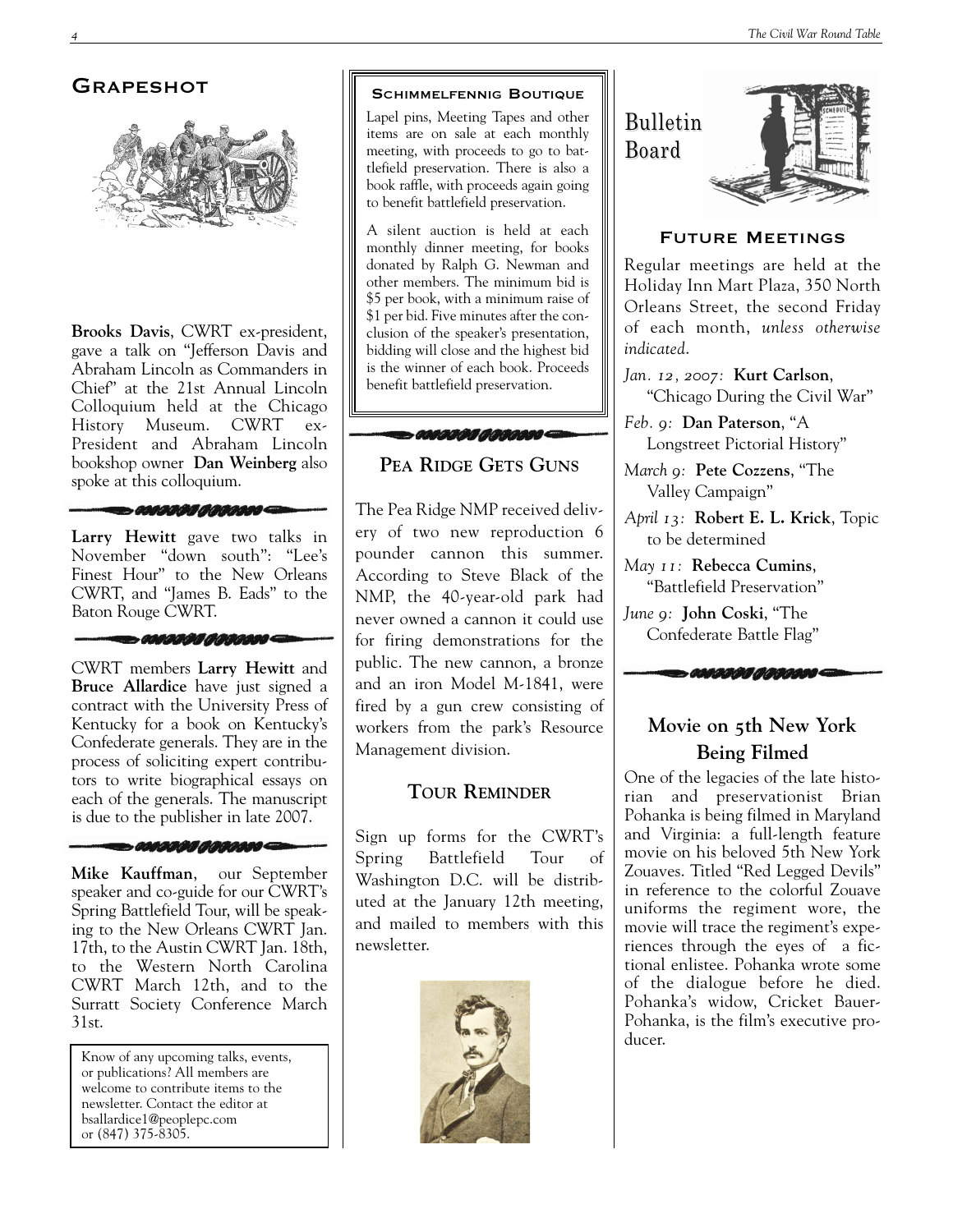## Grapeshot

**Brooks Davis**, CWRT ex-president, gave a talk on "Jefferson Davis and Abraham Lincoln as Commanders in Chief" at the 21st Annual Lincoln Colloquium held at the Chicago History Museum. CWRT ex-President and Abraham Lincoln bookshop owner **Dan Weinberg** also spoke at this colloquium.

**Larry Hewitt** gave two talks in November "down south": "Lee's Finest Hour" to the New Orleans CWRT, and "James B. Eads" to the Baton Rouge CWRT.

CWRT members **Larry Hewitt** and **Bruce Allardice** have just signed a contract with the University Press of Kentucky for a book on Kentucky's Confederate generals. They are in the process of soliciting expert contributors to write biographical essays on each of the generals. The manuscript is due to the publisher in late 2007.

**Mike Kauffman**, our September speaker and co-guide for our CWRT's Spring Battlefield Tour, will be speaking to the New Orleans CWRT Jan. 17th, to the Austin CWRT Jan. 18th, to the Western North Carolina CWRT March 12th, and to the Surratt Society Conference March 31st.

Know of any upcoming talks, events, or publications? All members are welcome to contribute items to the newsletter. Contact the editor at bsallardice1@peoplepc.com or (847) 375-8305.

### Schimmelfennig Boutique

Lapel pins, Meeting Tapes and other items are on sale at each monthly meeting, with proceeds to go to battlefield preservation. There is also a book raffle, with proceeds again going to benefit battlefield preservation.

A silent auction is held at each monthly dinner meeting, for books donated by Ralph G. Newman and other members. The minimum bid is $5 per book, with a minimum raise of $1 per bid. Five minutes after the conclusion of the speaker's presentation, bidding will close and the highest bid is the winner of each book. Proceeds benefit battlefield preservation.

### Pea Ridge Gets Guns

The Pea Ridge NMP received delivery of two new reproduction 6 pounder cannon this summer. According to Steve Black of the NMP, the 40-year-old park had never owned a cannon it could use for firing demonstrations for the public. The new cannon, a bronze and an iron Model M-1841, were fired by a gun crew consisting of workers from the park's Resource Management division.

### Tour Reminder

Sign up forms for the CWRT's Spring Battlefield Tour of Washington D.C. will be distributed at the January 12th meeting, and mailed to members with this newsletter.

## Bulletin Board

### Future Meetings

Regular meetings are held at the Holiday Inn Mart Plaza, 350 North Orleans Street, the second Friday of each month, *unless otherwise indicated.*

*Jan. 12, 2007:* **Kurt Carlson**, "Chicago During the Civil War"

*Feb. 9:* **Dan Paterson**, "A Longstreet Pictorial History"

*March 9:* **Pete Cozzens**, "The Valley Campaign"

*April 13:* **Robert E. L. Krick**, Topic to be determined

*May 11:* **Rebecca Cumins**, "Battlefield Preservation"

*June 9:* **John Coski**, "The Confederate Battle Flag"

### Movie on 5th New York Being Filmed

One of the legacies of the late historian and preservationist Brian Pohanka is being filmed in Maryland and Virginia: a full-length feature movie on his beloved 5th New York Zouaves. Titled "Red Legged Devils" in reference to the colorful Zouave uniforms the regiment wore, the movie will trace the regiment's experiences through the eyes of a fictional enlistee. Pohanka wrote some of the dialogue before he died. Pohanka's widow, Cricket Bauer-Pohanka, is the film's executive producer.